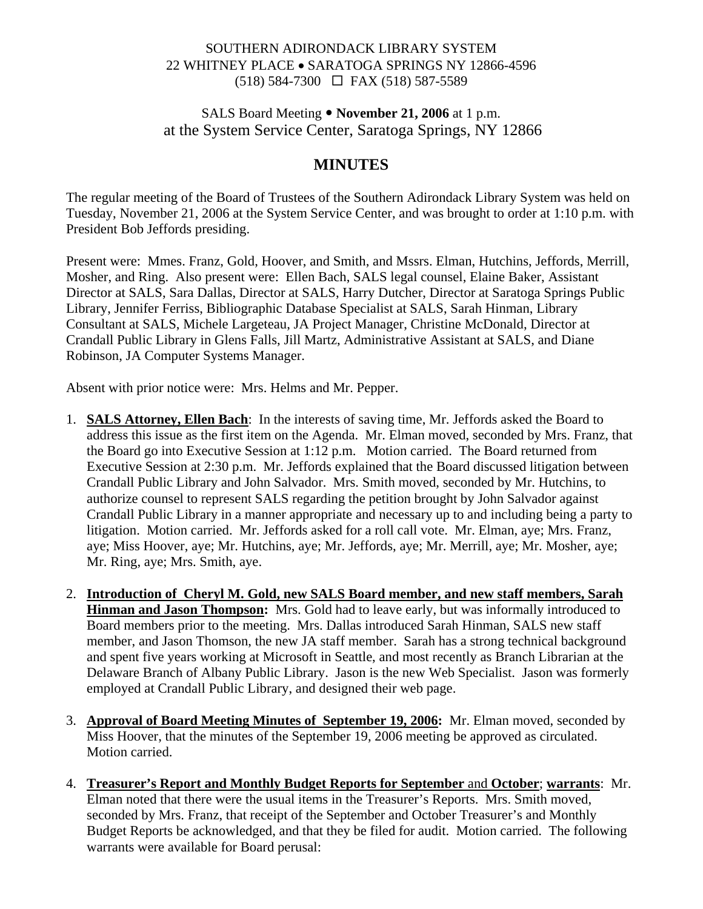SOUTHERN ADIRONDACK LIBRARY SYSTEM
22 WHITNEY PLACE • SARATOGA SPRINGS NY 12866-4596
(518) 584-7300 ☐ FAX (518) 587-5589

SALS Board Meeting • **November 21, 2006** at 1 p.m.
at the System Service Center, Saratoga Springs, NY 12866

# MINUTES

The regular meeting of the Board of Trustees of the Southern Adirondack Library System was held on Tuesday, November 21, 2006 at the System Service Center, and was brought to order at 1:10 p.m. with President Bob Jeffords presiding.

Present were: Mmes. Franz, Gold, Hoover, and Smith, and Mssrs. Elman, Hutchins, Jeffords, Merrill, Mosher, and Ring. Also present were: Ellen Bach, SALS legal counsel, Elaine Baker, Assistant Director at SALS, Sara Dallas, Director at SALS, Harry Dutcher, Director at Saratoga Springs Public Library, Jennifer Ferriss, Bibliographic Database Specialist at SALS, Sarah Hinman, Library Consultant at SALS, Michele Largeteau, JA Project Manager, Christine McDonald, Director at Crandall Public Library in Glens Falls, Jill Martz, Administrative Assistant at SALS, and Diane Robinson, JA Computer Systems Manager.

Absent with prior notice were: Mrs. Helms and Mr. Pepper.

1. **SALS Attorney, Ellen Bach**: In the interests of saving time, Mr. Jeffords asked the Board to address this issue as the first item on the Agenda. Mr. Elman moved, seconded by Mrs. Franz, that the Board go into Executive Session at 1:12 p.m. Motion carried. The Board returned from Executive Session at 2:30 p.m. Mr. Jeffords explained that the Board discussed litigation between Crandall Public Library and John Salvador. Mrs. Smith moved, seconded by Mr. Hutchins, to authorize counsel to represent SALS regarding the petition brought by John Salvador against Crandall Public Library in a manner appropriate and necessary up to and including being a party to litigation. Motion carried. Mr. Jeffords asked for a roll call vote. Mr. Elman, aye; Mrs. Franz, aye; Miss Hoover, aye; Mr. Hutchins, aye; Mr. Jeffords, aye; Mr. Merrill, aye; Mr. Mosher, aye; Mr. Ring, aye; Mrs. Smith, aye.

2. **Introduction of Cheryl M. Gold, new SALS Board member, and new staff members, Sarah Hinman and Jason Thompson:** Mrs. Gold had to leave early, but was informally introduced to Board members prior to the meeting. Mrs. Dallas introduced Sarah Hinman, SALS new staff member, and Jason Thomson, the new JA staff member. Sarah has a strong technical background and spent five years working at Microsoft in Seattle, and most recently as Branch Librarian at the Delaware Branch of Albany Public Library. Jason is the new Web Specialist. Jason was formerly employed at Crandall Public Library, and designed their web page.

3. **Approval of Board Meeting Minutes of September 19, 2006:** Mr. Elman moved, seconded by Miss Hoover, that the minutes of the September 19, 2006 meeting be approved as circulated. Motion carried.

4. **Treasurer's Report and Monthly Budget Reports for September** and **October**; **warrants**: Mr. Elman noted that there were the usual items in the Treasurer's Reports. Mrs. Smith moved, seconded by Mrs. Franz, that receipt of the September and October Treasurer's and Monthly Budget Reports be acknowledged, and that they be filed for audit. Motion carried. The following warrants were available for Board perusal: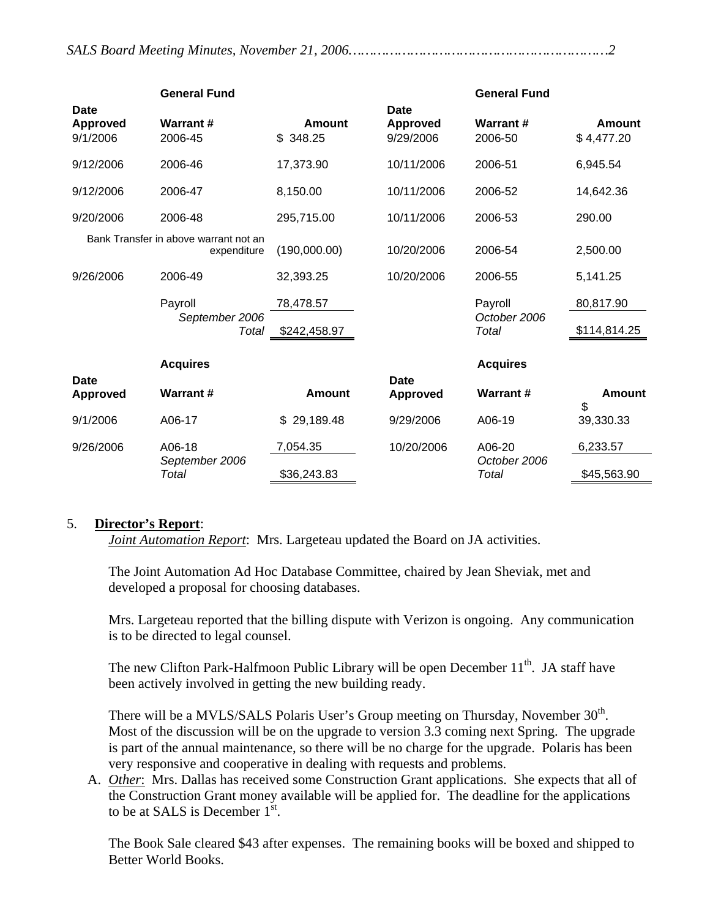| General Fund | | | General Fund | | |
|---|---|---|---|---|---|
| **Date Approved** | **Warrant #** | **Amount** | **Date Approved** | **Warrant #** | **Amount** |
| 9/1/2006 | 2006-45 | $ 348.25 | 9/29/2006 | 2006-50 | $ 4,477.20 |
| 9/12/2006 | 2006-46 | 17,373.90 | 10/11/2006 | 2006-51 | 6,945.54 |
| 9/12/2006 | 2006-47 | 8,150.00 | 10/11/2006 | 2006-52 | 14,642.36 |
| 9/20/2006 | 2006-48 | 295,715.00 | 10/11/2006 | 2006-53 | 290.00 |
| Bank Transfer in above warrant not an expenditure | | (190,000.00) | 10/20/2006 | 2006-54 | 2,500.00 |
| 9/26/2006 | 2006-49 | 32,393.25 | 10/20/2006 | 2006-55 | 5,141.25 |
| | Payroll | 78,478.57 | | Payroll | 80,817.90 |
| | *September 2006 Total* | $242,458.97 | | *October 2006 Total* | $114,814.25 |

| Acquires | | | Acquires | | |
|---|---|---|---|---|---|
| **Date Approved** | **Warrant #** | **Amount** | **Date Approved** | **Warrant #** | **Amount** |
| 9/1/2006 | A06-17 | $ 29,189.48 | 9/29/2006 | A06-19 | $ 39,330.33 |
| 9/26/2006 | A06-18 | 7,054.35 | 10/20/2006 | A06-20 | 6,233.57 |
| | *September 2006 Total* | $36,243.83 | | *October 2006 Total* | $45,563.90 |

5. **Director's Report**:

*Joint Automation Report*: Mrs. Largeteau updated the Board on JA activities.

The Joint Automation Ad Hoc Database Committee, chaired by Jean Sheviak, met and developed a proposal for choosing databases.

Mrs. Largeteau reported that the billing dispute with Verizon is ongoing. Any communication is to be directed to legal counsel.

The new Clifton Park-Halfmoon Public Library will be open December 11th. JA staff have been actively involved in getting the new building ready.

There will be a MVLS/SALS Polaris User's Group meeting on Thursday, November 30th. Most of the discussion will be on the upgrade to version 3.3 coming next Spring. The upgrade is part of the annual maintenance, so there will be no charge for the upgrade. Polaris has been very responsive and cooperative in dealing with requests and problems.

A. *Other*: Mrs. Dallas has received some Construction Grant applications. She expects that all of the Construction Grant money available will be applied for. The deadline for the applications to be at SALS is December 1st.

The Book Sale cleared $43 after expenses. The remaining books will be boxed and shipped to Better World Books.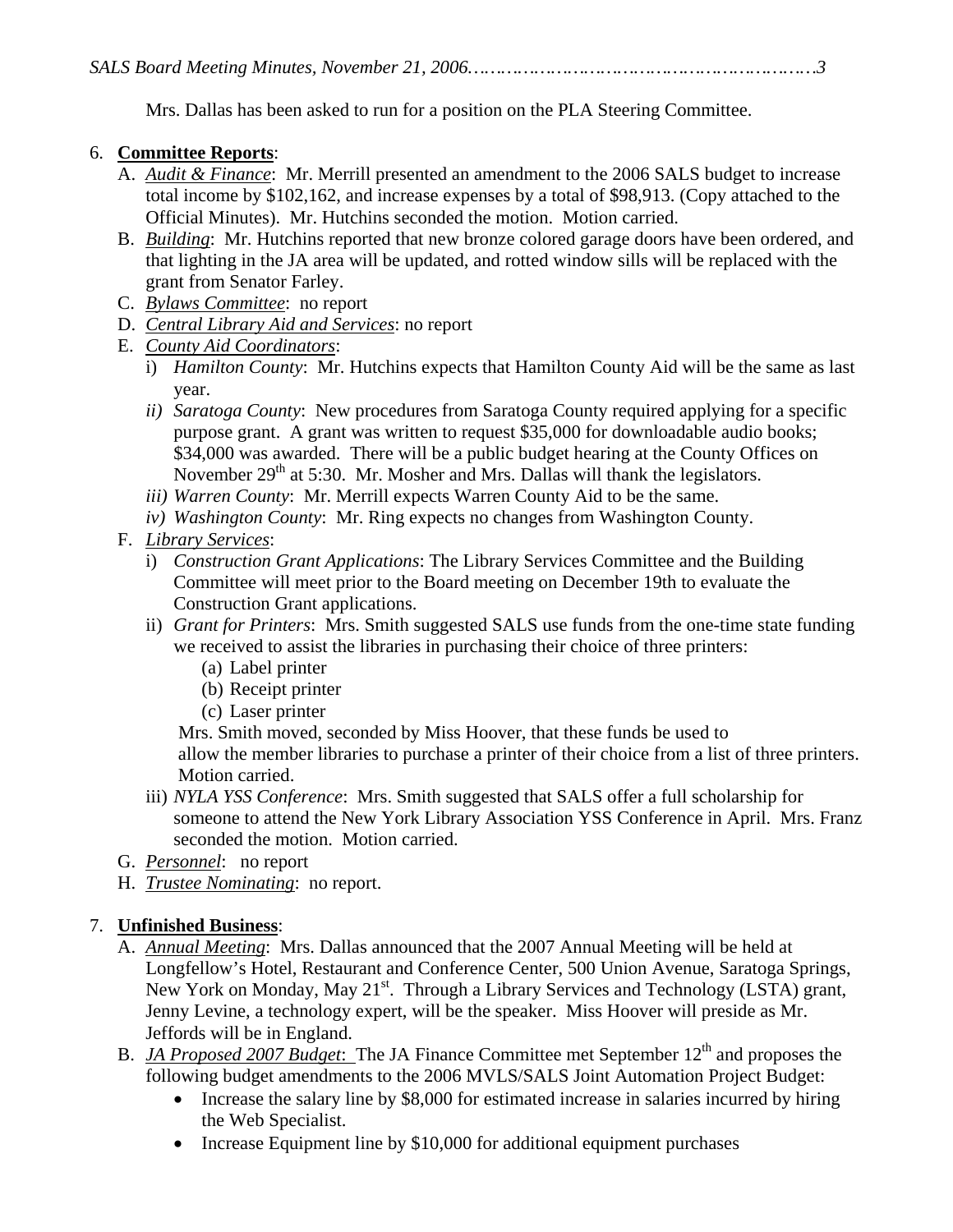Mrs. Dallas has been asked to run for a position on the PLA Steering Committee.

6. **Committee Reports**:
   A. *Audit & Finance*: Mr. Merrill presented an amendment to the 2006 SALS budget to increase total income by $102,162, and increase expenses by a total of $98,913. (Copy attached to the Official Minutes). Mr. Hutchins seconded the motion. Motion carried.
   B. *Building*: Mr. Hutchins reported that new bronze colored garage doors have been ordered, and that lighting in the JA area will be updated, and rotted window sills will be replaced with the grant from Senator Farley.
   C. *Bylaws Committee*: no report
   D. *Central Library Aid and Services*: no report
   E. *County Aid Coordinators*:
      i) *Hamilton County*: Mr. Hutchins expects that Hamilton County Aid will be the same as last year.
      ii) *Saratoga County*: New procedures from Saratoga County required applying for a specific purpose grant. A grant was written to request $35,000 for downloadable audio books; $34,000 was awarded. There will be a public budget hearing at the County Offices on November 29th at 5:30. Mr. Mosher and Mrs. Dallas will thank the legislators.
      iii) *Warren County*: Mr. Merrill expects Warren County Aid to be the same.
      iv) *Washington County*: Mr. Ring expects no changes from Washington County.
   F. *Library Services*:
      i) *Construction Grant Applications*: The Library Services Committee and the Building Committee will meet prior to the Board meeting on December 19th to evaluate the Construction Grant applications.
      ii) *Grant for Printers*: Mrs. Smith suggested SALS use funds from the one-time state funding we received to assist the libraries in purchasing their choice of three printers:
         (a) Label printer
         (b) Receipt printer
         (c) Laser printer

         Mrs. Smith moved, seconded by Miss Hoover, that these funds be used to allow the member libraries to purchase a printer of their choice from a list of three printers. Motion carried.
      iii) *NYLA YSS Conference*: Mrs. Smith suggested that SALS offer a full scholarship for someone to attend the New York Library Association YSS Conference in April. Mrs. Franz seconded the motion. Motion carried.
   G. *Personnel*: no report
   H. *Trustee Nominating*: no report.

7. **Unfinished Business**:
   A. *Annual Meeting*: Mrs. Dallas announced that the 2007 Annual Meeting will be held at Longfellow's Hotel, Restaurant and Conference Center, 500 Union Avenue, Saratoga Springs, New York on Monday, May 21st. Through a Library Services and Technology (LSTA) grant, Jenny Levine, a technology expert, will be the speaker. Miss Hoover will preside as Mr. Jeffords will be in England.
   B. *JA Proposed 2007 Budget*: The JA Finance Committee met September 12th and proposes the following budget amendments to the 2006 MVLS/SALS Joint Automation Project Budget:
      - Increase the salary line by $8,000 for estimated increase in salaries incurred by hiring the Web Specialist.
      - Increase Equipment line by $10,000 for additional equipment purchases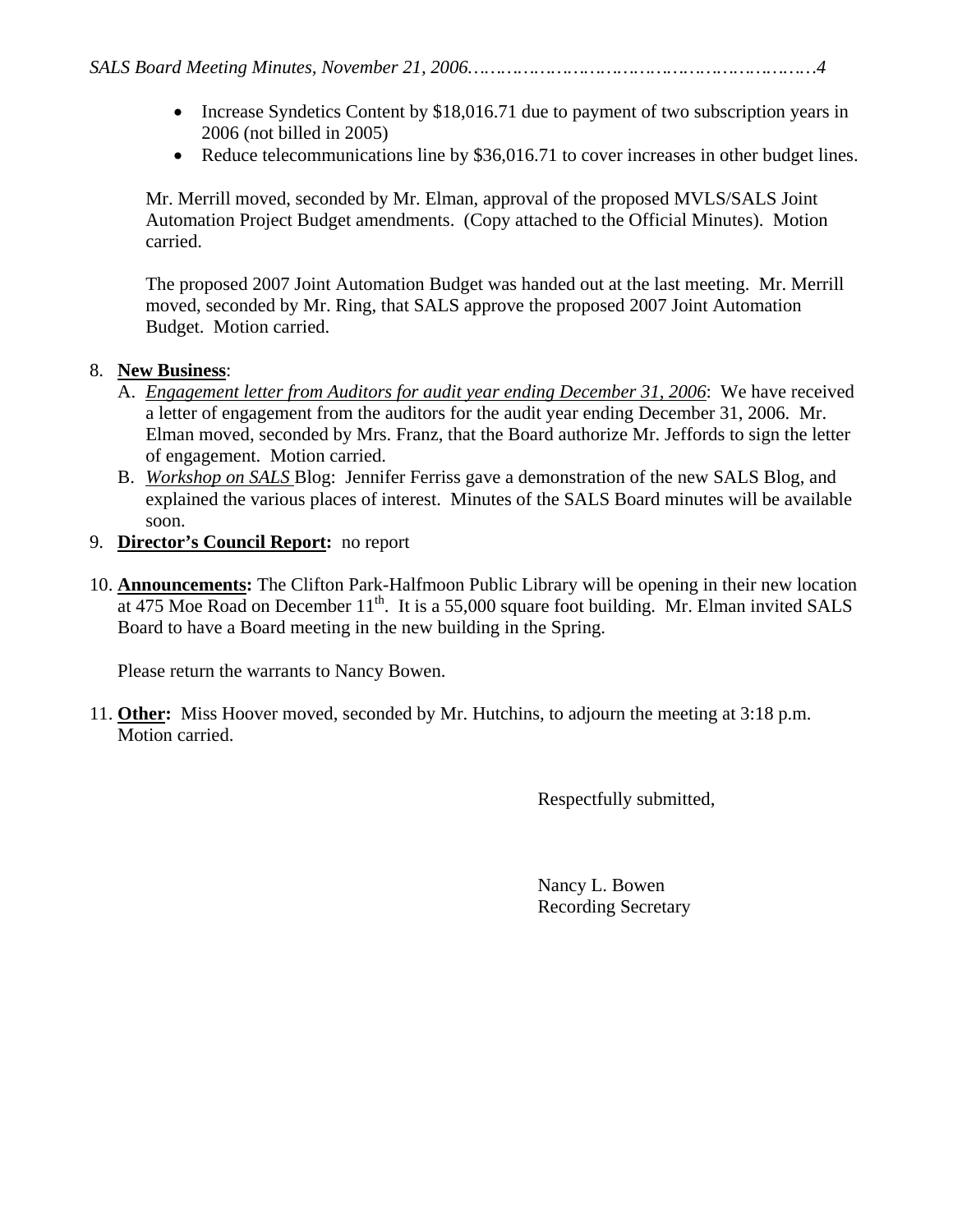- Increase Syndetics Content by $18,016.71 due to payment of two subscription years in 2006 (not billed in 2005)
- Reduce telecommunications line by $36,016.71 to cover increases in other budget lines.

Mr. Merrill moved, seconded by Mr. Elman, approval of the proposed MVLS/SALS Joint Automation Project Budget amendments. (Copy attached to the Official Minutes). Motion carried.

The proposed 2007 Joint Automation Budget was handed out at the last meeting. Mr. Merrill moved, seconded by Mr. Ring, that SALS approve the proposed 2007 Joint Automation Budget. Motion carried.

8. **New Business**:
   A. *Engagement letter from Auditors for audit year ending December 31, 2006*: We have received a letter of engagement from the auditors for the audit year ending December 31, 2006. Mr. Elman moved, seconded by Mrs. Franz, that the Board authorize Mr. Jeffords to sign the letter of engagement. Motion carried.
   B. *Workshop on SALS* Blog: Jennifer Ferriss gave a demonstration of the new SALS Blog, and explained the various places of interest. Minutes of the SALS Board minutes will be available soon.
9. **Director's Council Report:** no report
10. **Announcements:** The Clifton Park-Halfmoon Public Library will be opening in their new location at 475 Moe Road on December 11th. It is a 55,000 square foot building. Mr. Elman invited SALS Board to have a Board meeting in the new building in the Spring.

    Please return the warrants to Nancy Bowen.

11. **Other:** Miss Hoover moved, seconded by Mr. Hutchins, to adjourn the meeting at 3:18 p.m. Motion carried.

Respectfully submitted,

Nancy L. Bowen
Recording Secretary